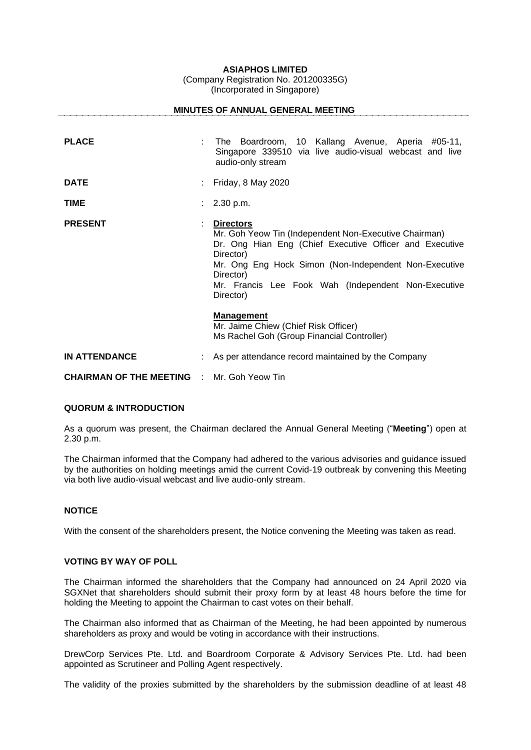**ASIAPHOS LIMITED**
(Company Registration No. 201200335G)
(Incorporated in Singapore)

**MINUTES OF ANNUAL GENERAL MEETING**

| | | |
|---|---|---|
| **PLACE** | : | The Boardroom, 10 Kallang Avenue, Aperia #05-11, Singapore 339510 via live audio-visual webcast and live audio-only stream |
| **DATE** | : | Friday, 8 May 2020 |
| **TIME** | : | 2.30 p.m. |
| **PRESENT** | : | **Directors**<br>Mr. Goh Yeow Tin (Independent Non-Executive Chairman)<br>Dr. Ong Hian Eng (Chief Executive Officer and Executive Director)<br>Mr. Ong Eng Hock Simon (Non-Independent Non-Executive Director)<br>Mr. Francis Lee Fook Wah (Independent Non-Executive Director)<br><br>**Management**<br>Mr. Jaime Chiew (Chief Risk Officer)<br>Ms Rachel Goh (Group Financial Controller) |
| **IN ATTENDANCE** | : | As per attendance record maintained by the Company |
| **CHAIRMAN OF THE MEETING** | : | Mr. Goh Yeow Tin |

**QUORUM & INTRODUCTION**

As a quorum was present, the Chairman declared the Annual General Meeting ("**Meeting**") open at 2.30 p.m.

The Chairman informed that the Company had adhered to the various advisories and guidance issued by the authorities on holding meetings amid the current Covid-19 outbreak by convening this Meeting via both live audio-visual webcast and live audio-only stream.

**NOTICE**

With the consent of the shareholders present, the Notice convening the Meeting was taken as read.

**VOTING BY WAY OF POLL**

The Chairman informed the shareholders that the Company had announced on 24 April 2020 via SGXNet that shareholders should submit their proxy form by at least 48 hours before the time for holding the Meeting to appoint the Chairman to cast votes on their behalf.

The Chairman also informed that as Chairman of the Meeting, he had been appointed by numerous shareholders as proxy and would be voting in accordance with their instructions.

DrewCorp Services Pte. Ltd. and Boardroom Corporate & Advisory Services Pte. Ltd. had been appointed as Scrutineer and Polling Agent respectively.

The validity of the proxies submitted by the shareholders by the submission deadline of at least 48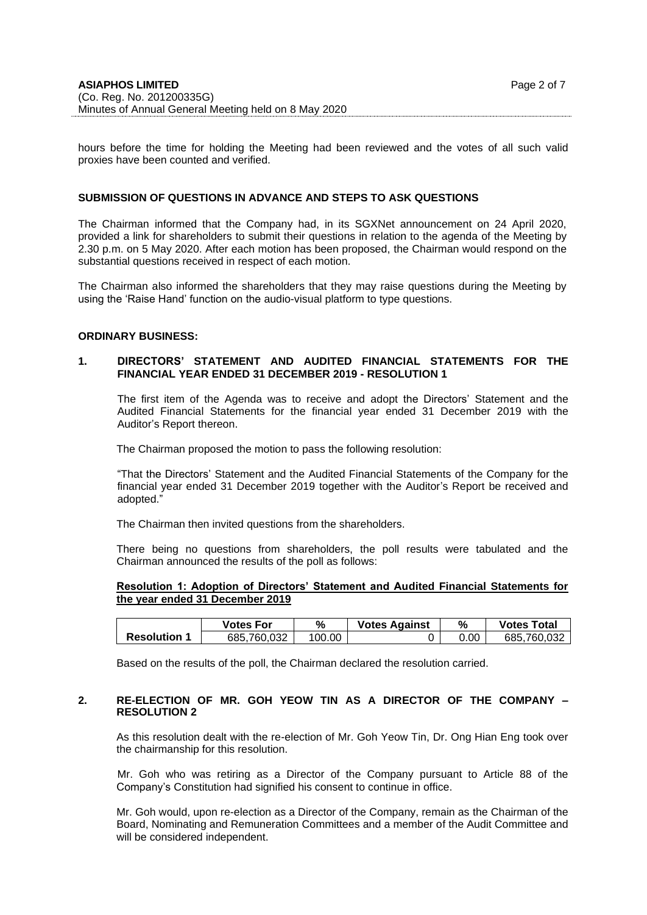hours before the time for holding the Meeting had been reviewed and the votes of all such valid proxies have been counted and verified.

**SUBMISSION OF QUESTIONS IN ADVANCE AND STEPS TO ASK QUESTIONS**

The Chairman informed that the Company had, in its SGXNet announcement on 24 April 2020, provided a link for shareholders to submit their questions in relation to the agenda of the Meeting by 2.30 p.m. on 5 May 2020. After each motion has been proposed, the Chairman would respond on the substantial questions received in respect of each motion.

The Chairman also informed the shareholders that they may raise questions during the Meeting by using the 'Raise Hand' function on the audio-visual platform to type questions.

**ORDINARY BUSINESS:**

**1. DIRECTORS' STATEMENT AND AUDITED FINANCIAL STATEMENTS FOR THE FINANCIAL YEAR ENDED 31 DECEMBER 2019 - RESOLUTION 1**

The first item of the Agenda was to receive and adopt the Directors' Statement and the Audited Financial Statements for the financial year ended 31 December 2019 with the Auditor's Report thereon.

The Chairman proposed the motion to pass the following resolution:

"That the Directors' Statement and the Audited Financial Statements of the Company for the financial year ended 31 December 2019 together with the Auditor's Report be received and adopted."

The Chairman then invited questions from the shareholders.

There being no questions from shareholders, the poll results were tabulated and the Chairman announced the results of the poll as follows:

**Resolution 1: Adoption of Directors' Statement and Audited Financial Statements for the year ended 31 December 2019**

| | Votes For | % | Votes Against | % | Votes Total |
|---|---|---|---|---|---|
| **Resolution 1** | 685,760,032 | 100.00 | 0 | 0.00 | 685,760,032 |

Based on the results of the poll, the Chairman declared the resolution carried.

**2. RE-ELECTION OF MR. GOH YEOW TIN AS A DIRECTOR OF THE COMPANY – RESOLUTION 2**

As this resolution dealt with the re-election of Mr. Goh Yeow Tin, Dr. Ong Hian Eng took over the chairmanship for this resolution.

Mr. Goh who was retiring as a Director of the Company pursuant to Article 88 of the Company's Constitution had signified his consent to continue in office.

Mr. Goh would, upon re-election as a Director of the Company, remain as the Chairman of the Board, Nominating and Remuneration Committees and a member of the Audit Committee and will be considered independent.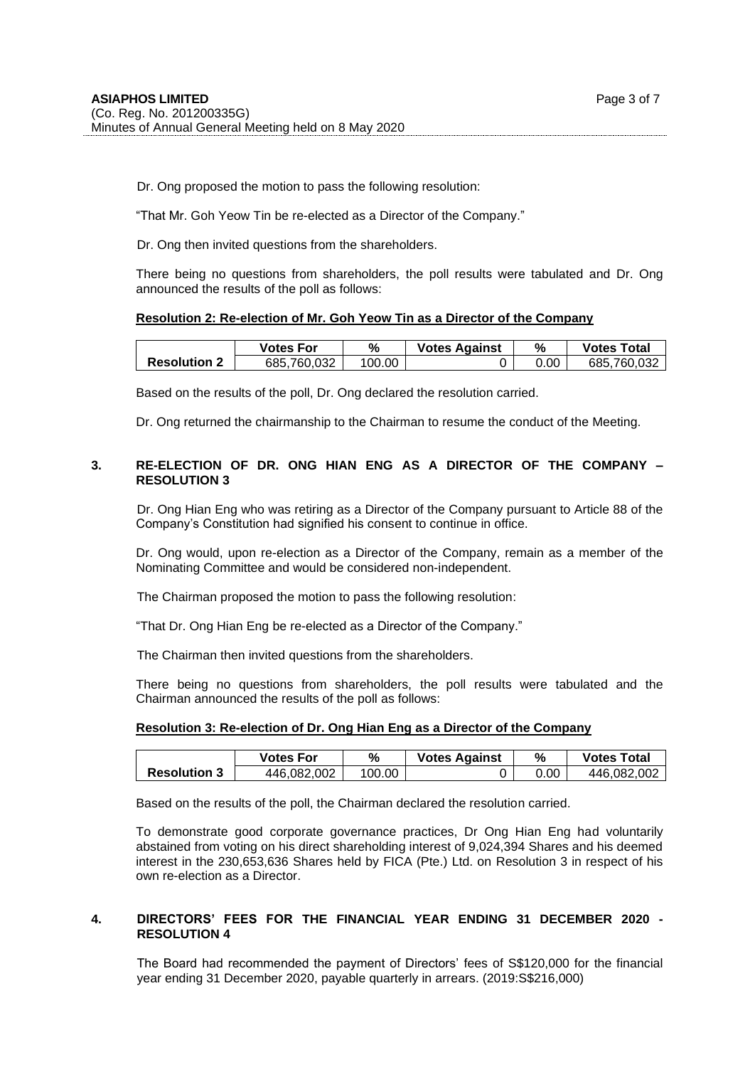Dr. Ong proposed the motion to pass the following resolution:

"That Mr. Goh Yeow Tin be re-elected as a Director of the Company."

Dr. Ong then invited questions from the shareholders.

There being no questions from shareholders, the poll results were tabulated and Dr. Ong announced the results of the poll as follows:

**Resolution 2: Re-election of Mr. Goh Yeow Tin as a Director of the Company**

| | Votes For | % | Votes Against | % | Votes Total |
|---|---|---|---|---|---|
| **Resolution 2** | 685,760,032 | 100.00 | 0 | 0.00 | 685,760,032 |

Based on the results of the poll, Dr. Ong declared the resolution carried.

Dr. Ong returned the chairmanship to the Chairman to resume the conduct of the Meeting.

## 3. RE-ELECTION OF DR. ONG HIAN ENG AS A DIRECTOR OF THE COMPANY – RESOLUTION 3

Dr. Ong Hian Eng who was retiring as a Director of the Company pursuant to Article 88 of the Company's Constitution had signified his consent to continue in office.

Dr. Ong would, upon re-election as a Director of the Company, remain as a member of the Nominating Committee and would be considered non-independent.

The Chairman proposed the motion to pass the following resolution:

"That Dr. Ong Hian Eng be re-elected as a Director of the Company."

The Chairman then invited questions from the shareholders.

There being no questions from shareholders, the poll results were tabulated and the Chairman announced the results of the poll as follows:

**Resolution 3: Re-election of Dr. Ong Hian Eng as a Director of the Company**

| | Votes For | % | Votes Against | % | Votes Total |
|---|---|---|---|---|---|
| **Resolution 3** | 446,082,002 | 100.00 | 0 | 0.00 | 446,082,002 |

Based on the results of the poll, the Chairman declared the resolution carried.

To demonstrate good corporate governance practices, Dr Ong Hian Eng had voluntarily abstained from voting on his direct shareholding interest of 9,024,394 Shares and his deemed interest in the 230,653,636 Shares held by FICA (Pte.) Ltd. on Resolution 3 in respect of his own re-election as a Director.

## 4. DIRECTORS' FEES FOR THE FINANCIAL YEAR ENDING 31 DECEMBER 2020 - RESOLUTION 4

The Board had recommended the payment of Directors' fees of S$120,000 for the financial year ending 31 December 2020, payable quarterly in arrears. (2019:S$216,000)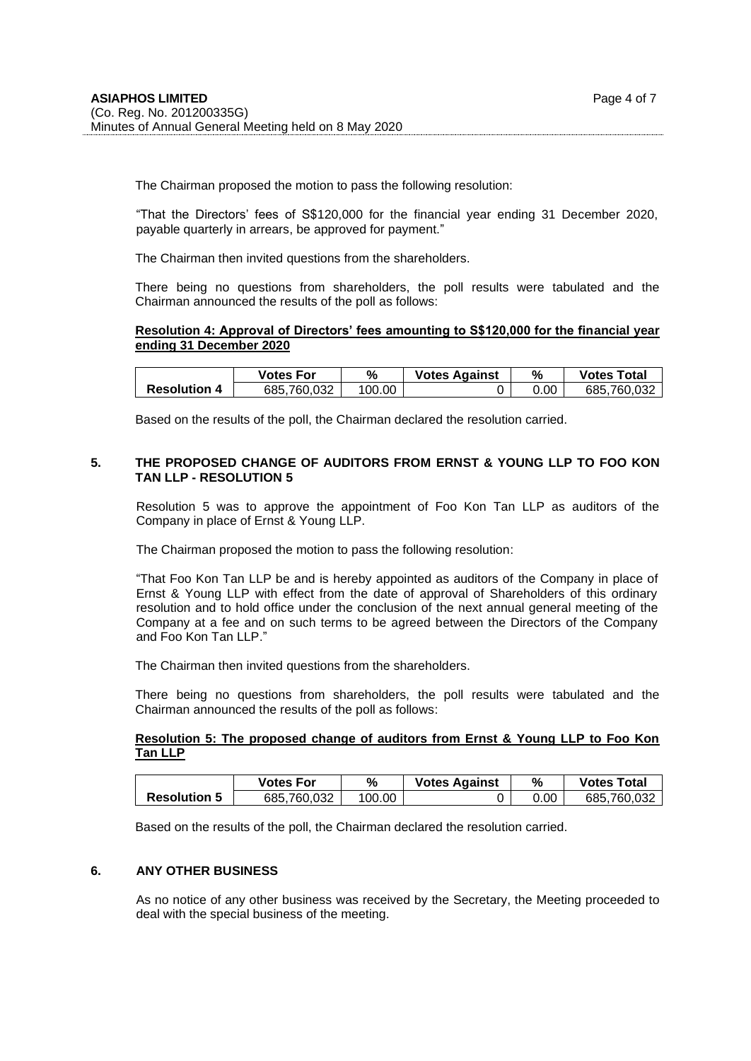The Chairman proposed the motion to pass the following resolution:

"That the Directors' fees of S$120,000 for the financial year ending 31 December 2020, payable quarterly in arrears, be approved for payment."

The Chairman then invited questions from the shareholders.

There being no questions from shareholders, the poll results were tabulated and the Chairman announced the results of the poll as follows:

**Resolution 4: Approval of Directors' fees amounting to S$120,000 for the financial year ending 31 December 2020**

| | Votes For | % | Votes Against | % | Votes Total |
|---|---|---|---|---|---|
| **Resolution 4** | 685,760,032 | 100.00 | 0 | 0.00 | 685,760,032 |

Based on the results of the poll, the Chairman declared the resolution carried.

## 5. THE PROPOSED CHANGE OF AUDITORS FROM ERNST & YOUNG LLP TO FOO KON TAN LLP - RESOLUTION 5

Resolution 5 was to approve the appointment of Foo Kon Tan LLP as auditors of the Company in place of Ernst & Young LLP.

The Chairman proposed the motion to pass the following resolution:

"That Foo Kon Tan LLP be and is hereby appointed as auditors of the Company in place of Ernst & Young LLP with effect from the date of approval of Shareholders of this ordinary resolution and to hold office under the conclusion of the next annual general meeting of the Company at a fee and on such terms to be agreed between the Directors of the Company and Foo Kon Tan LLP."

The Chairman then invited questions from the shareholders.

There being no questions from shareholders, the poll results were tabulated and the Chairman announced the results of the poll as follows:

**Resolution 5: The proposed change of auditors from Ernst & Young LLP to Foo Kon Tan LLP**

| | Votes For | % | Votes Against | % | Votes Total |
|---|---|---|---|---|---|
| **Resolution 5** | 685,760,032 | 100.00 | 0 | 0.00 | 685,760,032 |

Based on the results of the poll, the Chairman declared the resolution carried.

## 6. ANY OTHER BUSINESS

As no notice of any other business was received by the Secretary, the Meeting proceeded to deal with the special business of the meeting.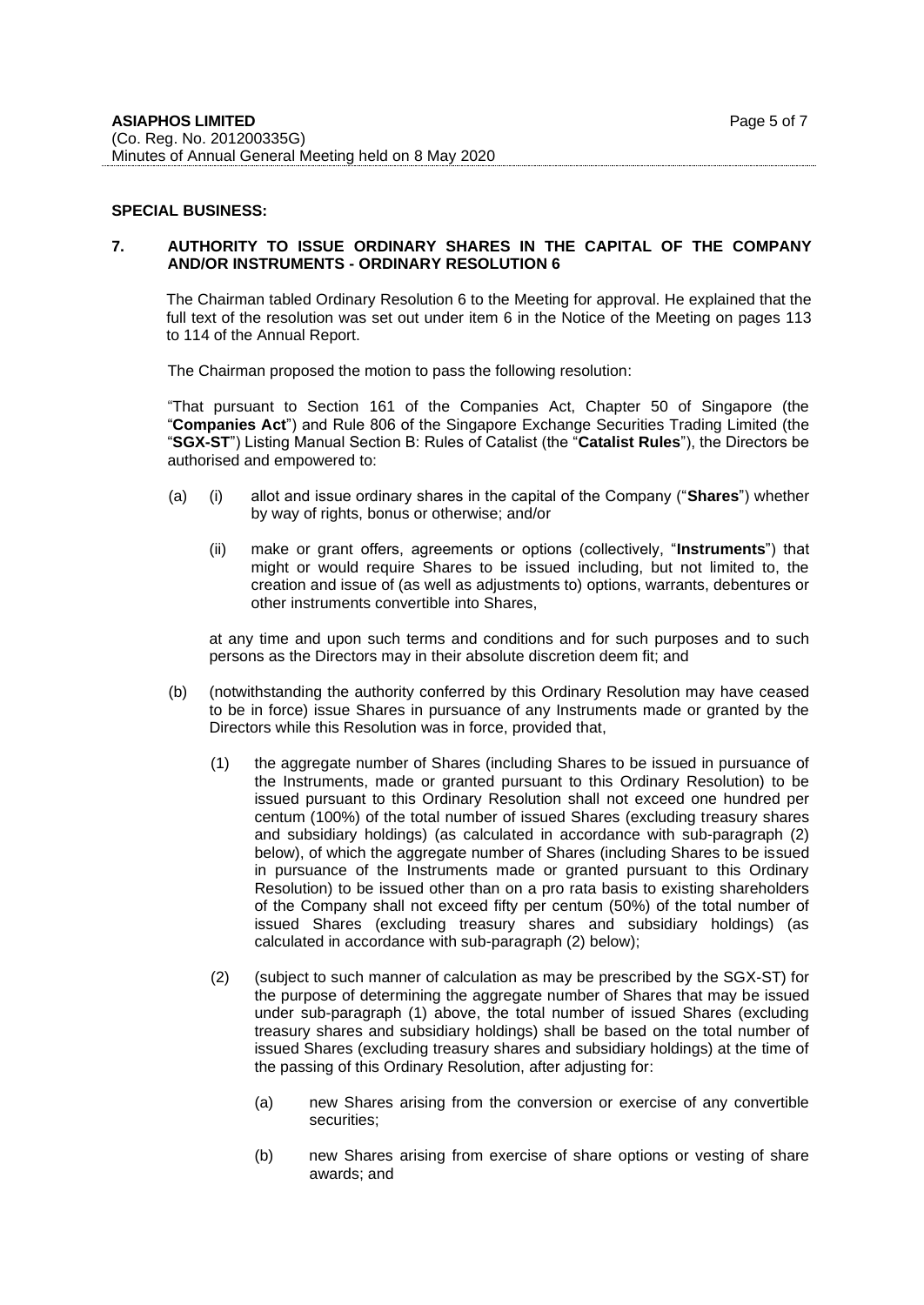**SPECIAL BUSINESS:**

**7. AUTHORITY TO ISSUE ORDINARY SHARES IN THE CAPITAL OF THE COMPANY AND/OR INSTRUMENTS - ORDINARY RESOLUTION 6**

The Chairman tabled Ordinary Resolution 6 to the Meeting for approval. He explained that the full text of the resolution was set out under item 6 in the Notice of the Meeting on pages 113 to 114 of the Annual Report.

The Chairman proposed the motion to pass the following resolution:

"That pursuant to Section 161 of the Companies Act, Chapter 50 of Singapore (the "**Companies Act**") and Rule 806 of the Singapore Exchange Securities Trading Limited (the "**SGX-ST**") Listing Manual Section B: Rules of Catalist (the "**Catalist Rules**"), the Directors be authorised and empowered to:

(a) (i) allot and issue ordinary shares in the capital of the Company ("**Shares**") whether by way of rights, bonus or otherwise; and/or

(ii) make or grant offers, agreements or options (collectively, "**Instruments**") that might or would require Shares to be issued including, but not limited to, the creation and issue of (as well as adjustments to) options, warrants, debentures or other instruments convertible into Shares,

at any time and upon such terms and conditions and for such purposes and to such persons as the Directors may in their absolute discretion deem fit; and

(b) (notwithstanding the authority conferred by this Ordinary Resolution may have ceased to be in force) issue Shares in pursuance of any Instruments made or granted by the Directors while this Resolution was in force, provided that,

(1) the aggregate number of Shares (including Shares to be issued in pursuance of the Instruments, made or granted pursuant to this Ordinary Resolution) to be issued pursuant to this Ordinary Resolution shall not exceed one hundred per centum (100%) of the total number of issued Shares (excluding treasury shares and subsidiary holdings) (as calculated in accordance with sub-paragraph (2) below), of which the aggregate number of Shares (including Shares to be issued in pursuance of the Instruments made or granted pursuant to this Ordinary Resolution) to be issued other than on a pro rata basis to existing shareholders of the Company shall not exceed fifty per centum (50%) of the total number of issued Shares (excluding treasury shares and subsidiary holdings) (as calculated in accordance with sub-paragraph (2) below);

(2) (subject to such manner of calculation as may be prescribed by the SGX-ST) for the purpose of determining the aggregate number of Shares that may be issued under sub-paragraph (1) above, the total number of issued Shares (excluding treasury shares and subsidiary holdings) shall be based on the total number of issued Shares (excluding treasury shares and subsidiary holdings) at the time of the passing of this Ordinary Resolution, after adjusting for:

(a) new Shares arising from the conversion or exercise of any convertible securities;

(b) new Shares arising from exercise of share options or vesting of share awards; and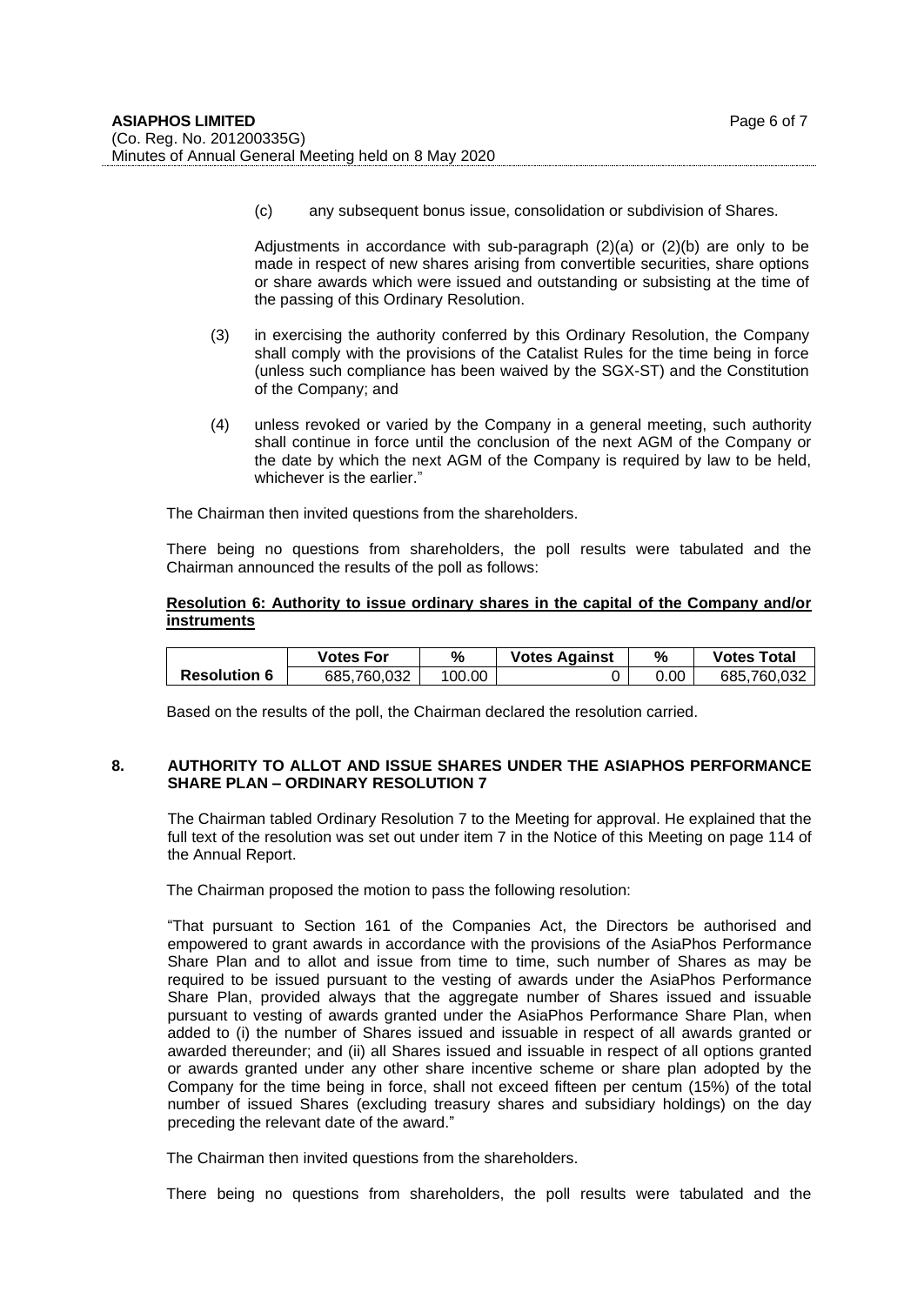(c) any subsequent bonus issue, consolidation or subdivision of Shares.

Adjustments in accordance with sub-paragraph (2)(a) or (2)(b) are only to be made in respect of new shares arising from convertible securities, share options or share awards which were issued and outstanding or subsisting at the time of the passing of this Ordinary Resolution.

(3) in exercising the authority conferred by this Ordinary Resolution, the Company shall comply with the provisions of the Catalist Rules for the time being in force (unless such compliance has been waived by the SGX-ST) and the Constitution of the Company; and

(4) unless revoked or varied by the Company in a general meeting, such authority shall continue in force until the conclusion of the next AGM of the Company or the date by which the next AGM of the Company is required by law to be held, whichever is the earlier."

The Chairman then invited questions from the shareholders.

There being no questions from shareholders, the poll results were tabulated and the Chairman announced the results of the poll as follows:

**Resolution 6: Authority to issue ordinary shares in the capital of the Company and/or instruments**

| | Votes For | % | Votes Against | % | Votes Total |
|---|---|---|---|---|---|
| **Resolution 6** | 685,760,032 | 100.00 | 0 | 0.00 | 685,760,032 |

Based on the results of the poll, the Chairman declared the resolution carried.

## 8. AUTHORITY TO ALLOT AND ISSUE SHARES UNDER THE ASIAPHOS PERFORMANCE SHARE PLAN – ORDINARY RESOLUTION 7

The Chairman tabled Ordinary Resolution 7 to the Meeting for approval. He explained that the full text of the resolution was set out under item 7 in the Notice of this Meeting on page 114 of the Annual Report.

The Chairman proposed the motion to pass the following resolution:

"That pursuant to Section 161 of the Companies Act, the Directors be authorised and empowered to grant awards in accordance with the provisions of the AsiaPhos Performance Share Plan and to allot and issue from time to time, such number of Shares as may be required to be issued pursuant to the vesting of awards under the AsiaPhos Performance Share Plan, provided always that the aggregate number of Shares issued and issuable pursuant to vesting of awards granted under the AsiaPhos Performance Share Plan, when added to (i) the number of Shares issued and issuable in respect of all awards granted or awarded thereunder; and (ii) all Shares issued and issuable in respect of all options granted or awards granted under any other share incentive scheme or share plan adopted by the Company for the time being in force, shall not exceed fifteen per centum (15%) of the total number of issued Shares (excluding treasury shares and subsidiary holdings) on the day preceding the relevant date of the award."

The Chairman then invited questions from the shareholders.

There being no questions from shareholders, the poll results were tabulated and the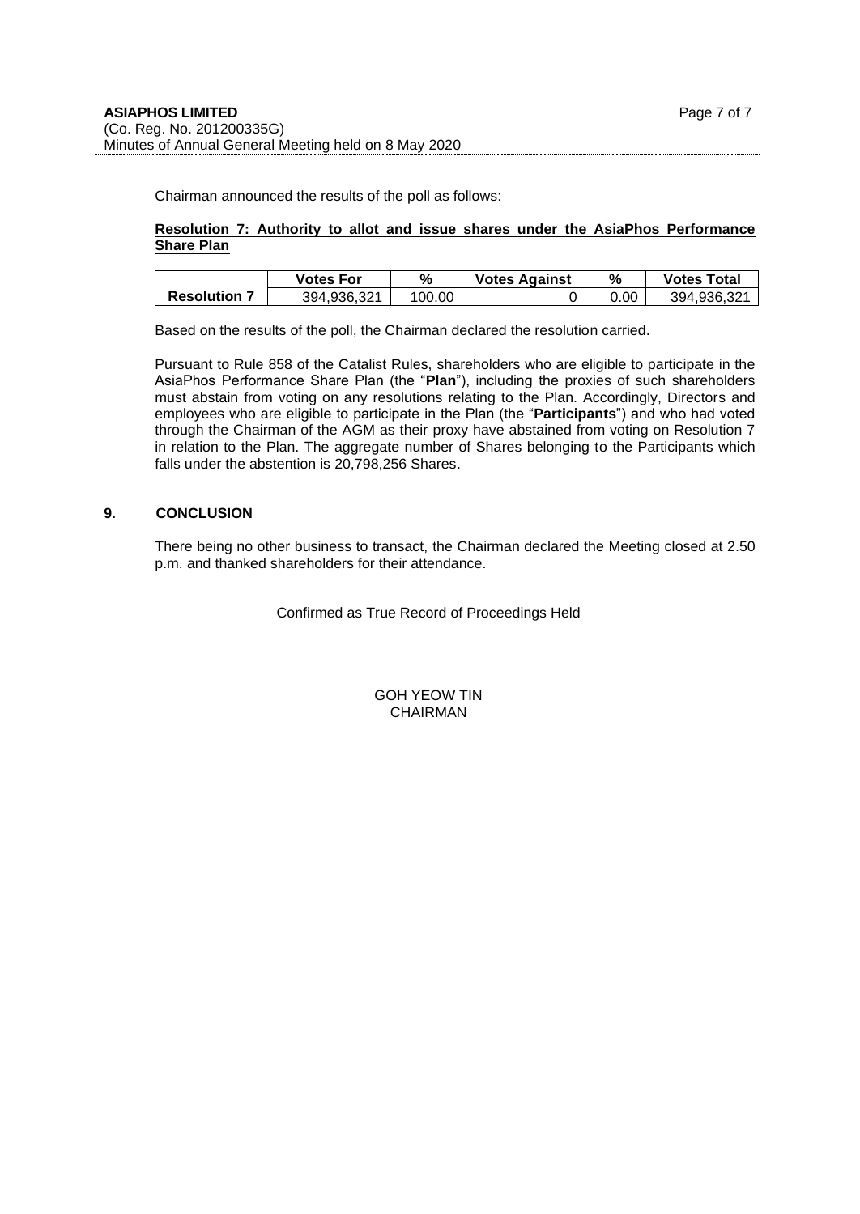Chairman announced the results of the poll as follows:

**Resolution 7: Authority to allot and issue shares under the AsiaPhos Performance Share Plan**

| | Votes For | % | Votes Against | % | Votes Total |
|---|---|---|---|---|---|
| **Resolution 7** | 394,936,321 | 100.00 | 0 | 0.00 | 394,936,321 |

Based on the results of the poll, the Chairman declared the resolution carried.

Pursuant to Rule 858 of the Catalist Rules, shareholders who are eligible to participate in the AsiaPhos Performance Share Plan (the "**Plan**"), including the proxies of such shareholders must abstain from voting on any resolutions relating to the Plan. Accordingly, Directors and employees who are eligible to participate in the Plan (the "**Participants**") and who had voted through the Chairman of the AGM as their proxy have abstained from voting on Resolution 7 in relation to the Plan. The aggregate number of Shares belonging to the Participants which falls under the abstention is 20,798,256 Shares.

## 9. CONCLUSION

There being no other business to transact, the Chairman declared the Meeting closed at 2.50 p.m. and thanked shareholders for their attendance.

Confirmed as True Record of Proceedings Held

GOH YEOW TIN
CHAIRMAN